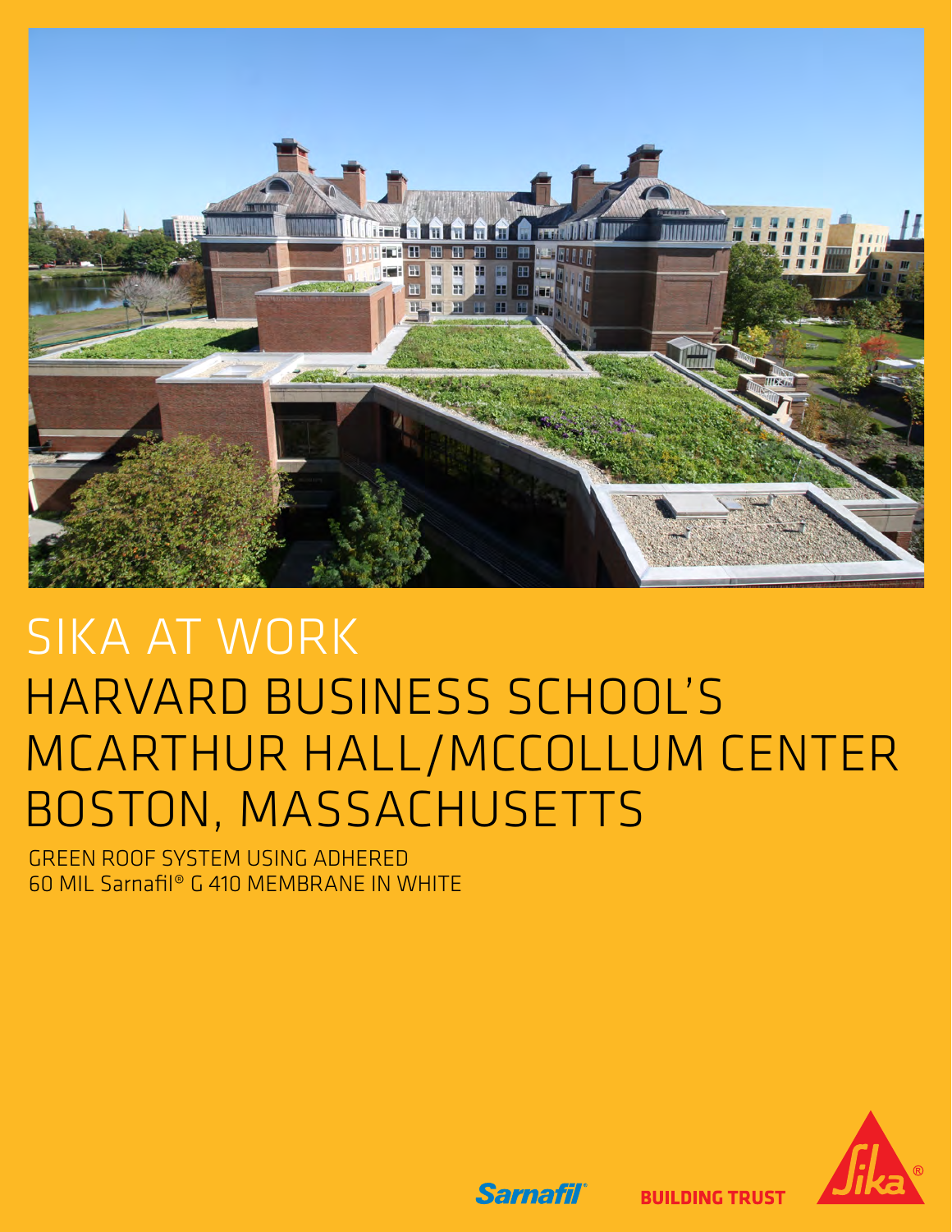# SIKA AT WORK

## HARVARD BUSINESS SCHOOL'S MCARTHUR HALL/MCCOLLUM CENTER BOSTON, MASSACHUSETTS

GREEN ROOF SYSTEM USING ADHERED 60 MIL Sarnafil® G 410 MEMBRANE IN WHITE

Sarnafil®

BUILDING TRUST

Sika®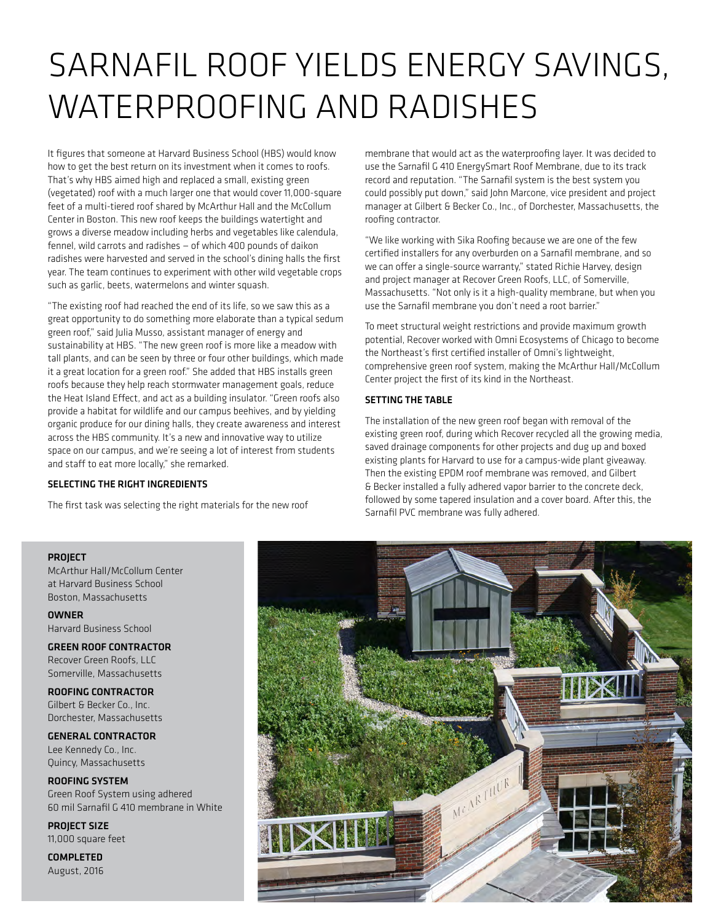# SARNAFIL ROOF YIELDS ENERGY SAVINGS, WATERPROOFING AND RADISHES

It figures that someone at Harvard Business School (HBS) would know how to get the best return on its investment when it comes to roofs. That's why HBS aimed high and replaced a small, existing green (vegetated) roof with a much larger one that would cover 11,000-square feet of a multi-tiered roof shared by McArthur Hall and the McCollum Center in Boston. This new roof keeps the buildings watertight and grows a diverse meadow including herbs and vegetables like calendula, fennel, wild carrots and radishes – of which 400 pounds of daikon radishes were harvested and served in the school's dining halls the first year. The team continues to experiment with other wild vegetable crops such as garlic, beets, watermelons and winter squash.

"The existing roof had reached the end of its life, so we saw this as a great opportunity to do something more elaborate than a typical sedum green roof," said Julia Musso, assistant manager of energy and sustainability at HBS. "The new green roof is more like a meadow with tall plants, and can be seen by three or four other buildings, which made it a great location for a green roof." She added that HBS installs green roofs because they help reach stormwater management goals, reduce the Heat Island Effect, and act as a building insulator. "Green roofs also provide a habitat for wildlife and our campus beehives, and by yielding organic produce for our dining halls, they create awareness and interest across the HBS community. It's a new and innovative way to utilize space on our campus, and we're seeing a lot of interest from students and staff to eat more locally," she remarked.

### SELECTING THE RIGHT INGREDIENTS

The first task was selecting the right materials for the new roof membrane that would act as the waterproofing layer. It was decided to use the Sarnafil G 410 EnergySmart Roof Membrane, due to its track record and reputation. "The Sarnafil system is the best system you could possibly put down," said John Marcone, vice president and project manager at Gilbert & Becker Co., Inc., of Dorchester, Massachusetts, the roofing contractor.

"We like working with Sika Roofing because we are one of the few certified installers for any overburden on a Sarnafil membrane, and so we can offer a single-source warranty," stated Richie Harvey, design and project manager at Recover Green Roofs, LLC, of Somerville, Massachusetts. "Not only is it a high-quality membrane, but when you use the Sarnafil membrane you don't need a root barrier."

To meet structural weight restrictions and provide maximum growth potential, Recover worked with Omni Ecosystems of Chicago to become the Northeast's first certified installer of Omni's lightweight, comprehensive green roof system, making the McArthur Hall/McCollum Center project the first of its kind in the Northeast.

### SETTING THE TABLE

The installation of the new green roof began with removal of the existing green roof, during which Recover recycled all the growing media, saved drainage components for other projects and dug up and boxed existing plants for Harvard to use for a campus-wide plant giveaway. Then the existing EPDM roof membrane was removed, and Gilbert & Becker installed a fully adhered vapor barrier to the concrete deck, followed by some tapered insulation and a cover board. After this, the Sarnafil PVC membrane was fully adhered.

**PROJECT**
McArthur Hall/McCollum Center at Harvard Business School
Boston, Massachusetts

**OWNER**
Harvard Business School

**GREEN ROOF CONTRACTOR**
Recover Green Roofs, LLC
Somerville, Massachusetts

**ROOFING CONTRACTOR**
Gilbert & Becker Co., Inc.
Dorchester, Massachusetts

**GENERAL CONTRACTOR**
Lee Kennedy Co., Inc.
Quincy, Massachusetts

**ROOFING SYSTEM**
Green Roof System using adhered 60 mil Sarnafil G 410 membrane in White

**PROJECT SIZE**
11,000 square feet

**COMPLETED**
August, 2016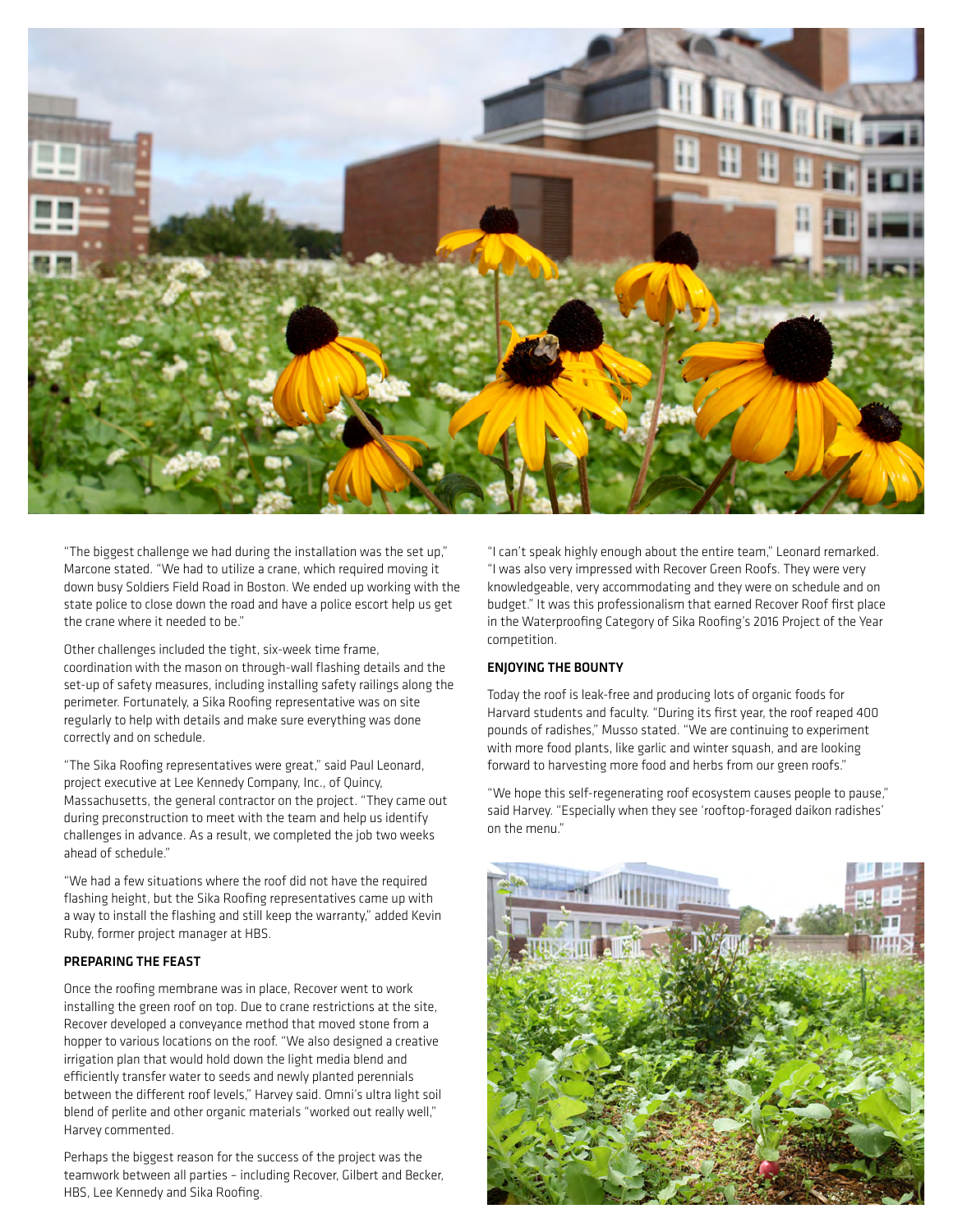"The biggest challenge we had during the installation was the set up," Marcone stated. "We had to utilize a crane, which required moving it down busy Soldiers Field Road in Boston. We ended up working with the state police to close down the road and have a police escort help us get the crane where it needed to be."

Other challenges included the tight, six-week time frame, coordination with the mason on through-wall flashing details and the set-up of safety measures, including installing safety railings along the perimeter. Fortunately, a Sika Roofing representative was on site regularly to help with details and make sure everything was done correctly and on schedule.

"The Sika Roofing representatives were great," said Paul Leonard, project executive at Lee Kennedy Company, Inc., of Quincy, Massachusetts, the general contractor on the project. "They came out during preconstruction to meet with the team and help us identify challenges in advance. As a result, we completed the job two weeks ahead of schedule."

"We had a few situations where the roof did not have the required flashing height, but the Sika Roofing representatives came up with a way to install the flashing and still keep the warranty," added Kevin Ruby, former project manager at HBS.

### PREPARING THE FEAST

Once the roofing membrane was in place, Recover went to work installing the green roof on top. Due to crane restrictions at the site, Recover developed a conveyance method that moved stone from a hopper to various locations on the roof. "We also designed a creative irrigation plan that would hold down the light media blend and efficiently transfer water to seeds and newly planted perennials between the different roof levels," Harvey said. Omni's ultra light soil blend of perlite and other organic materials "worked out really well," Harvey commented.

Perhaps the biggest reason for the success of the project was the teamwork between all parties – including Recover, Gilbert and Becker, HBS, Lee Kennedy and Sika Roofing.

"I can't speak highly enough about the entire team," Leonard remarked. "I was also very impressed with Recover Green Roofs. They were very knowledgeable, very accommodating and they were on schedule and on budget." It was this professionalism that earned Recover Roof first place in the Waterproofing Category of Sika Roofing's 2016 Project of the Year competition.

### ENJOYING THE BOUNTY

Today the roof is leak-free and producing lots of organic foods for Harvard students and faculty. "During its first year, the roof reaped 400 pounds of radishes," Musso stated. "We are continuing to experiment with more food plants, like garlic and winter squash, and are looking forward to harvesting more food and herbs from our green roofs."

"We hope this self-regenerating roof ecosystem causes people to pause," said Harvey. "Especially when they see 'rooftop-foraged daikon radishes' on the menu."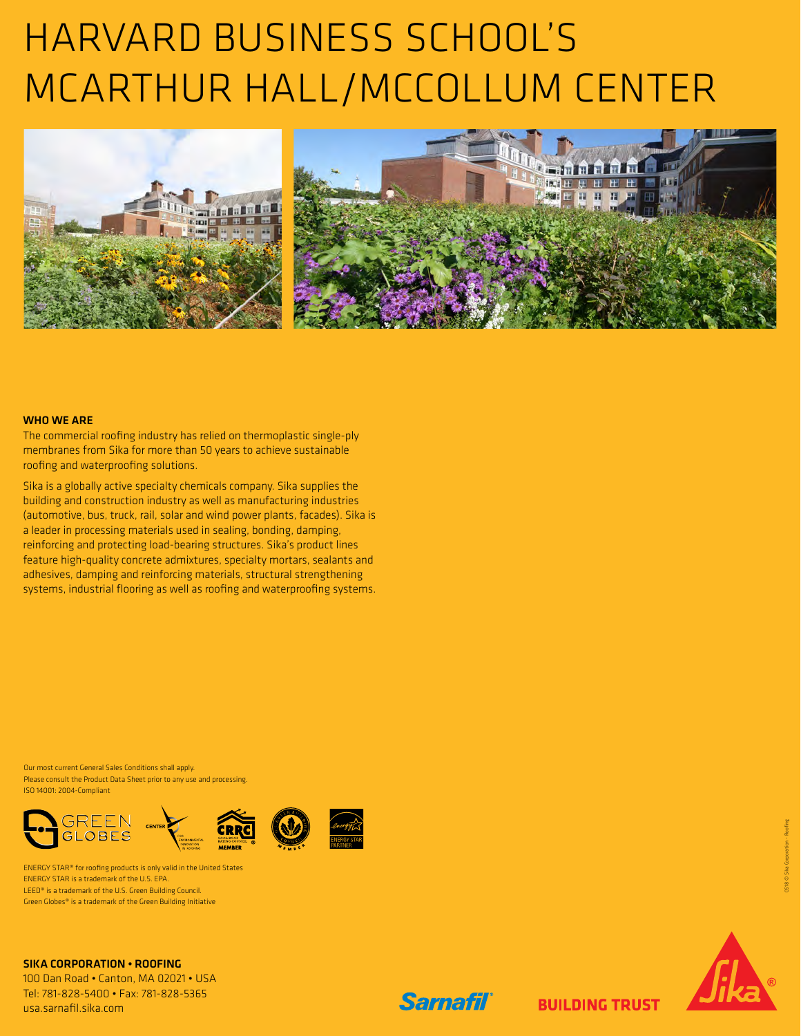# HARVARD BUSINESS SCHOOL'S MCARTHUR HALL/MCCOLLUM CENTER

**WHO WE ARE**

The commercial roofing industry has relied on thermoplastic single-ply membranes from Sika for more than 50 years to achieve sustainable roofing and waterproofing solutions.

Sika is a globally active specialty chemicals company. Sika supplies the building and construction industry as well as manufacturing industries (automotive, bus, truck, rail, solar and wind power plants, facades). Sika is a leader in processing materials used in sealing, bonding, damping, reinforcing and protecting load-bearing structures. Sika's product lines feature high-quality concrete admixtures, specialty mortars, sealants and adhesives, damping and reinforcing materials, structural strengthening systems, industrial flooring as well as roofing and waterproofing systems.

Our most current General Sales Conditions shall apply.
Please consult the Product Data Sheet prior to any use and processing.
ISO 14001: 2004-Compliant

ENERGY STAR® for roofing products is only valid in the United States
ENERGY STAR is a trademark of the U.S. EPA.
LEED® is a trademark of the U.S. Green Building Council.
Green Globes® is a trademark of the Green Building Initiative

**SIKA CORPORATION • ROOFING**
100 Dan Road • Canton, MA 02021 • USA
Tel: 781-828-5400 • Fax: 781-828-5365
usa.sarnafil.sika.com

Sarnafil®

**BUILDING TRUST**

0518 © Sika Corporation - Roofing